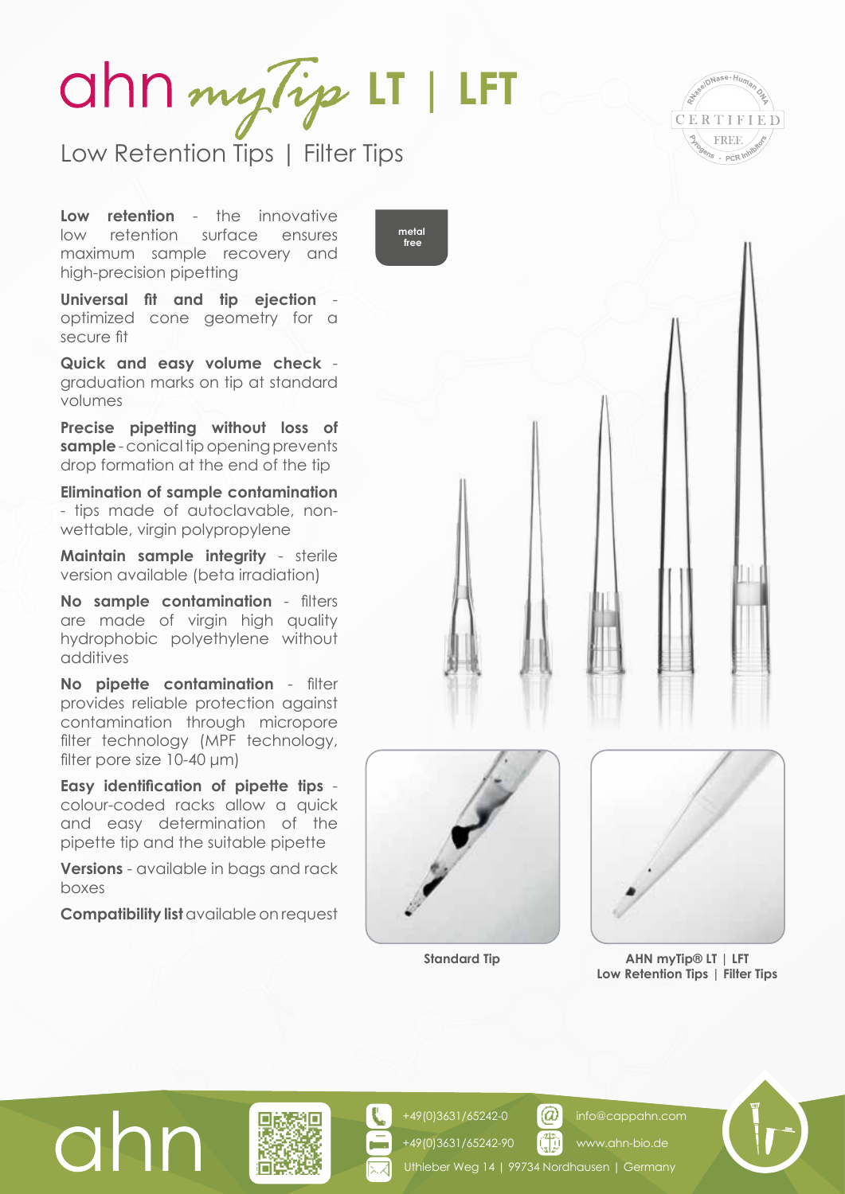# ahn myTip LT | LFT

## Low Retention Tips | Filter Tips

CERTIFIED FREE – RNase/DNase · Human DNA · Pyrogens · PCR Inhibitors

**Low retention** - the innovative low retention surface ensures maximum sample recovery and high-precision pipetting

**Universal fit and tip ejection** - optimized cone geometry for a secure fit

**Quick and easy volume check** - graduation marks on tip at standard volumes

**Precise pipetting without loss of sample** - conical tip opening prevents drop formation at the end of the tip

**Elimination of sample contamination** - tips made of autoclavable, non-wettable, virgin polypropylene

**Maintain sample integrity** - sterile version available (beta irradiation)

**No sample contamination** - filters are made of virgin high quality hydrophobic polyethylene without additives

**No pipette contamination** - filter provides reliable protection against contamination through micropore filter technology (MPF technology, filter pore size 10-40 µm)

**Easy identification of pipette tips** - colour-coded racks allow a quick and easy determination of the pipette tip and the suitable pipette

**Versions** - available in bags and rack boxes

**Compatibility list** available on request

metal free

**Standard Tip**

**AHN myTip® LT | LFT Low Retention Tips | Filter Tips**

ahn

+49(0)3631/65242-0

+49(0)3631/65242-90

info@cappahn.com

www.ahn-bio.de

Uthleber Weg 14 | 99734 Nordhausen | Germany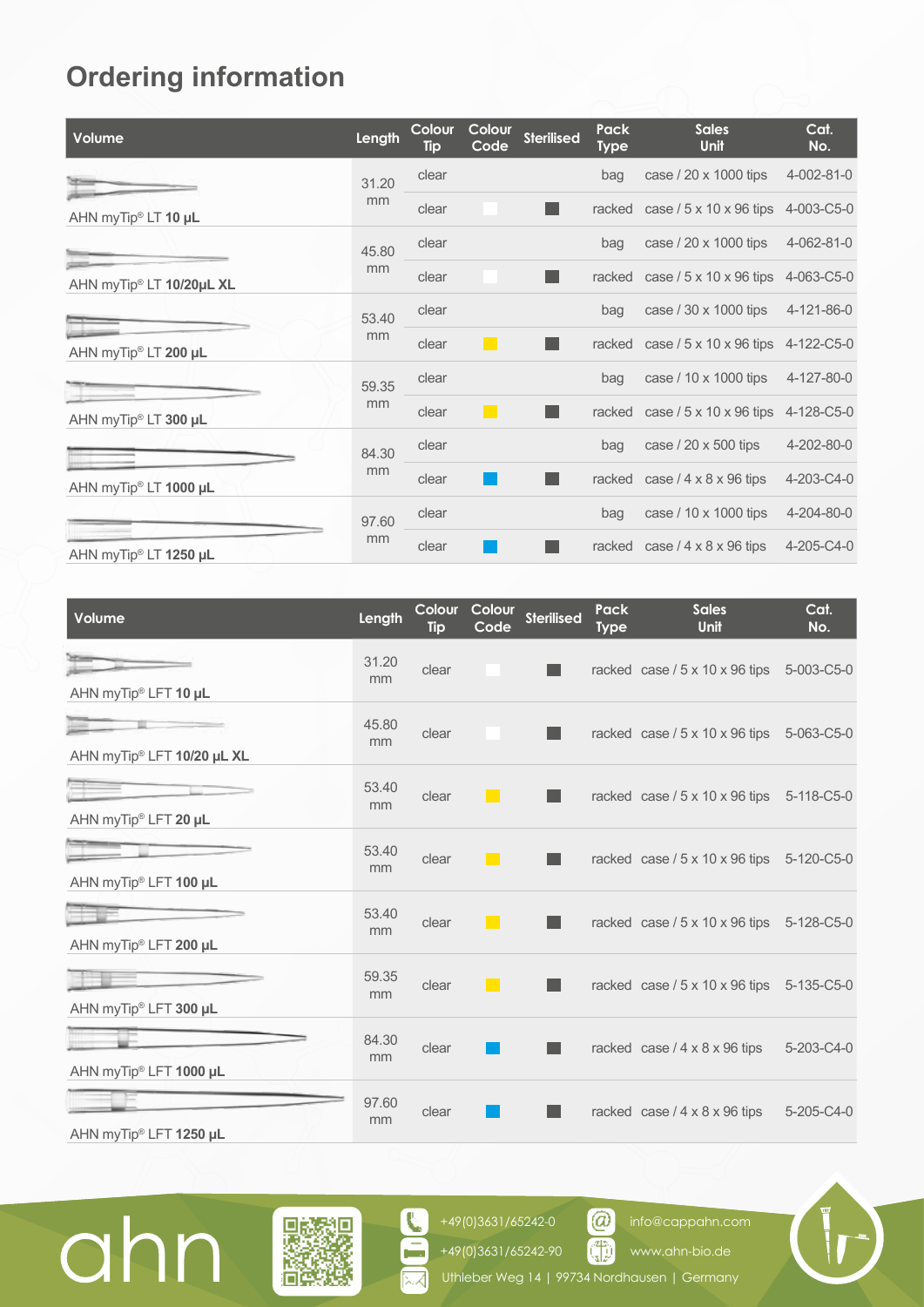# Ordering information

| Volume | Length | Colour Tip | Colour Code | Sterilised | Pack Type | Sales Unit | Cat. No. |
|---|---|---|---|---|---|---|---|
| AHN myTip® LT **10 µL** | 31.20 mm | clear | | | bag | case / 20 x 1000 tips | 4-002-81-0 |
| | | clear | ■ (white) | ■ | racked | case / 5 x 10 x 96 tips | 4-003-C5-0 |
| AHN myTip® LT **10/20µL XL** | 45.80 mm | clear | | | bag | case / 20 x 1000 tips | 4-062-81-0 |
| | | clear | ■ (white) | ■ | racked | case / 5 x 10 x 96 tips | 4-063-C5-0 |
| AHN myTip® LT **200 µL** | 53.40 mm | clear | | | bag | case / 30 x 1000 tips | 4-121-86-0 |
| | | clear | ■ (yellow) | ■ | racked | case / 5 x 10 x 96 tips | 4-122-C5-0 |
| AHN myTip® LT **300 µL** | 59.35 mm | clear | | | bag | case / 10 x 1000 tips | 4-127-80-0 |
| | | clear | ■ (yellow) | ■ | racked | case / 5 x 10 x 96 tips | 4-128-C5-0 |
| AHN myTip® LT **1000 µL** | 84.30 mm | clear | | | bag | case / 20 x 500 tips | 4-202-80-0 |
| | | clear | ■ (blue) | ■ | racked | case / 4 x 8 x 96 tips | 4-203-C4-0 |
| AHN myTip® LT **1250 µL** | 97.60 mm | clear | | | bag | case / 10 x 1000 tips | 4-204-80-0 |
| | | clear | ■ (blue) | ■ | racked | case / 4 x 8 x 96 tips | 4-205-C4-0 |

| Volume | Length | Colour Tip | Colour Code | Sterilised | Pack Type | Sales Unit | Cat. No. |
|---|---|---|---|---|---|---|---|
| AHN myTip® LFT **10 µL** | 31.20 mm | clear | ■ (white) | ■ | racked | case / 5 x 10 x 96 tips | 5-003-C5-0 |
| AHN myTip® LFT **10/20 µL XL** | 45.80 mm | clear | ■ (white) | ■ | racked | case / 5 x 10 x 96 tips | 5-063-C5-0 |
| AHN myTip® LFT **20 µL** | 53.40 mm | clear | ■ (yellow) | ■ | racked | case / 5 x 10 x 96 tips | 5-118-C5-0 |
| AHN myTip® LFT **100 µL** | 53.40 mm | clear | ■ (yellow) | ■ | racked | case / 5 x 10 x 96 tips | 5-120-C5-0 |
| AHN myTip® LFT **200 µL** | 53.40 mm | clear | ■ (yellow) | ■ | racked | case / 5 x 10 x 96 tips | 5-128-C5-0 |
| AHN myTip® LFT **300 µL** | 59.35 mm | clear | ■ (yellow) | ■ | racked | case / 5 x 10 x 96 tips | 5-135-C5-0 |
| AHN myTip® LFT **1000 µL** | 84.30 mm | clear | ■ (blue) | ■ | racked | case / 4 x 8 x 96 tips | 5-203-C4-0 |
| AHN myTip® LFT **1250 µL** | 97.60 mm | clear | ■ (blue) | ■ | racked | case / 4 x 8 x 96 tips | 5-205-C4-0 |

ahn

+49(0)3631/65242-0
+49(0)3631/65242-90
info@cappahn.com
www.ahn-bio.de
Uthleber Weg 14 | 99734 Nordhausen | Germany